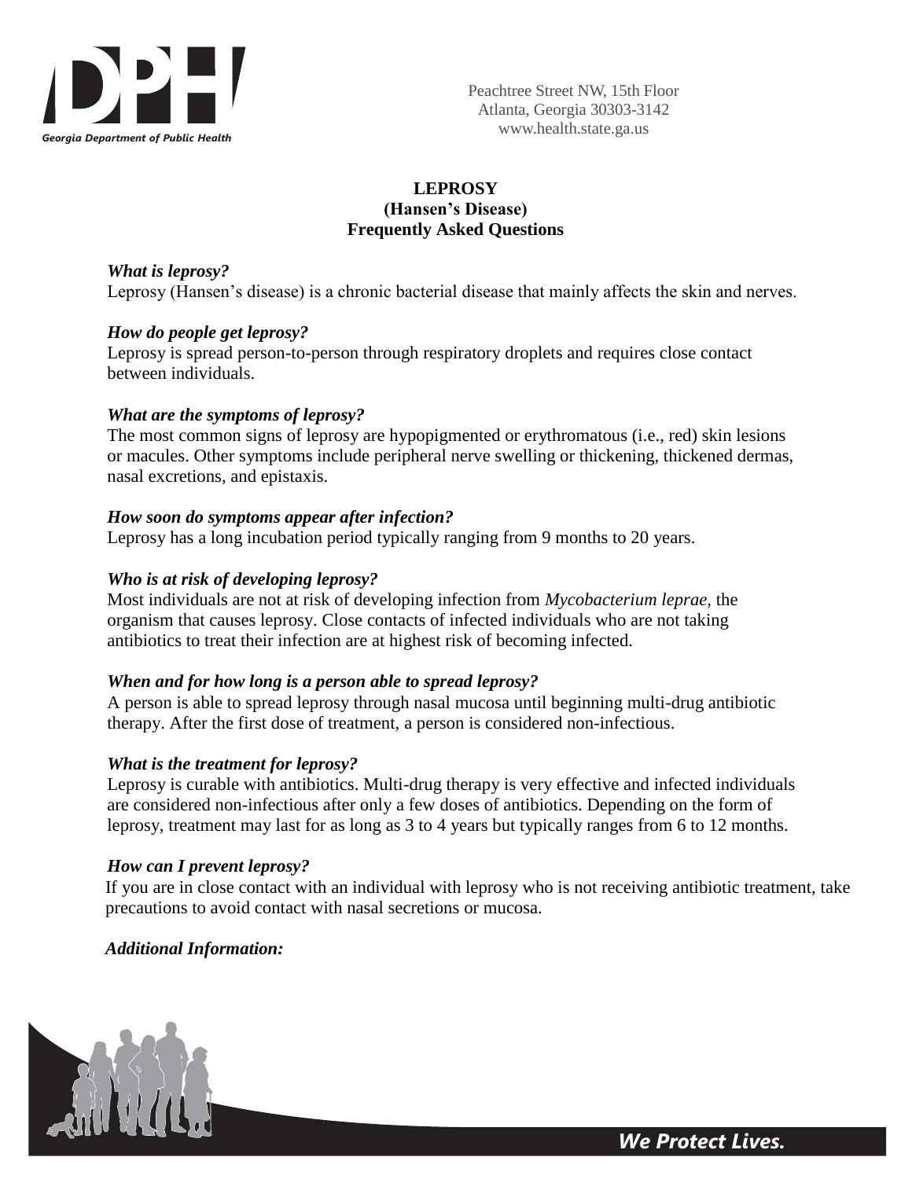Georgia Department of Public Health

Peachtree Street NW, 15th Floor
Atlanta, Georgia 30303-3142
www.health.state.ga.us

# LEPROSY
## (Hansen's Disease)
## Frequently Asked Questions

***What is leprosy?***
Leprosy (Hansen's disease) is a chronic bacterial disease that mainly affects the skin and nerves.

***How do people get leprosy?***
Leprosy is spread person-to-person through respiratory droplets and requires close contact between individuals.

***What are the symptoms of leprosy?***
The most common signs of leprosy are hypopigmented or erythromatous (i.e., red) skin lesions or macules. Other symptoms include peripheral nerve swelling or thickening, thickened dermas, nasal excretions, and epistaxis.

***How soon do symptoms appear after infection?***
Leprosy has a long incubation period typically ranging from 9 months to 20 years.

***Who is at risk of developing leprosy?***
Most individuals are not at risk of developing infection from *Mycobacterium leprae*, the organism that causes leprosy. Close contacts of infected individuals who are not taking antibiotics to treat their infection are at highest risk of becoming infected.

***When and for how long is a person able to spread leprosy?***
A person is able to spread leprosy through nasal mucosa until beginning multi-drug antibiotic therapy. After the first dose of treatment, a person is considered non-infectious.

***What is the treatment for leprosy?***
Leprosy is curable with antibiotics. Multi-drug therapy is very effective and infected individuals are considered non-infectious after only a few doses of antibiotics. Depending on the form of leprosy, treatment may last for as long as 3 to 4 years but typically ranges from 6 to 12 months.

***How can I prevent leprosy?***
If you are in close contact with an individual with leprosy who is not receiving antibiotic treatment, take precautions to avoid contact with nasal secretions or mucosa.

***Additional Information:***

*We Protect Lives.*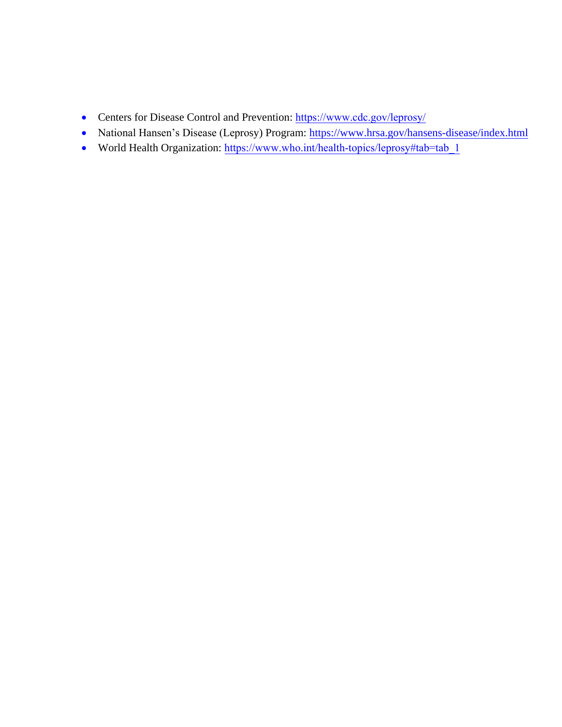- Centers for Disease Control and Prevention: https://www.cdc.gov/leprosy/
- National Hansen's Disease (Leprosy) Program: https://www.hrsa.gov/hansens-disease/index.html
- World Health Organization: https://www.who.int/health-topics/leprosy#tab=tab_1